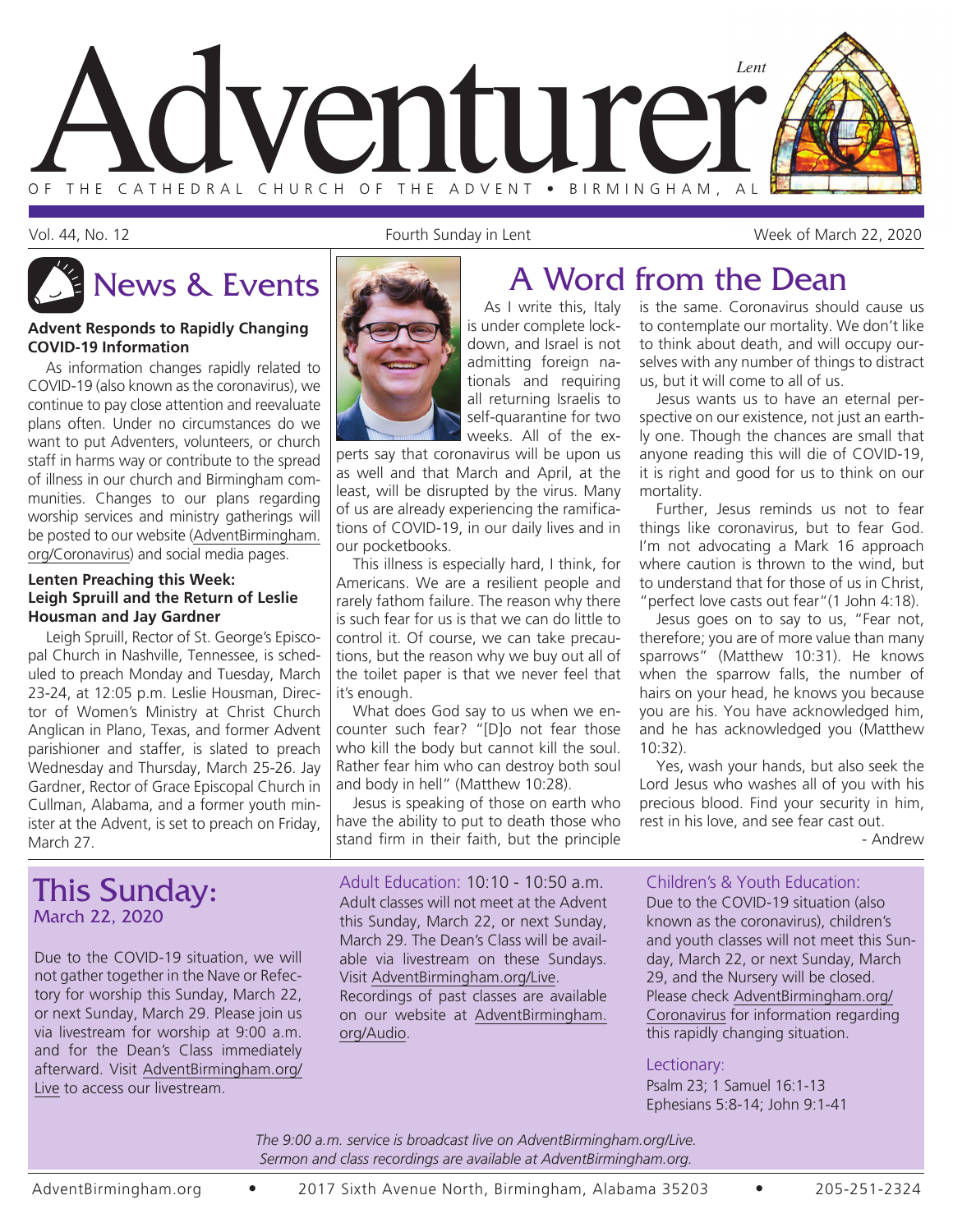# Adventurer

*Lent*

OF THE CATHEDRAL CHURCH OF THE ADVENT • BIRMINGHAM, AL

Vol. 44, No. 12 | Fourth Sunday in Lent | Week of March 22, 2020

## News & Events

### Advent Responds to Rapidly Changing COVID-19 Information

As information changes rapidly related to COVID-19 (also known as the coronavirus), we continue to pay close attention and reevaluate plans often. Under no circumstances do we want to put Adventers, volunteers, or church staff in harms way or contribute to the spread of illness in our church and Birmingham communities. Changes to our plans regarding worship services and ministry gatherings will be posted to our website (AdventBirmingham.org/Coronavirus) and social media pages.

### Lenten Preaching this Week: Leigh Spruill and the Return of Leslie Housman and Jay Gardner

Leigh Spruill, Rector of St. George's Episcopal Church in Nashville, Tennessee, is scheduled to preach Monday and Tuesday, March 23-24, at 12:05 p.m. Leslie Housman, Director of Women's Ministry at Christ Church Anglican in Plano, Texas, and former Advent parishioner and staffer, is slated to preach Wednesday and Thursday, March 25-26. Jay Gardner, Rector of Grace Episcopal Church in Cullman, Alabama, and a former youth minister at the Advent, is set to preach on Friday, March 27.

## A Word from the Dean

As I write this, Italy is under complete lockdown, and Israel is not admitting foreign nationals and requiring all returning Israelis to self-quarantine for two weeks. All of the experts say that coronavirus will be upon us as well and that March and April, at the least, will be disrupted by the virus. Many of us are already experiencing the ramifications of COVID-19, in our daily lives and in our pocketbooks.

This illness is especially hard, I think, for Americans. We are a resilient people and rarely fathom failure. The reason why there is such fear for us is that we can do little to control it. Of course, we can take precautions, but the reason why we buy out all of the toilet paper is that we never feel that it's enough.

What does God say to us when we encounter such fear? "[D]o not fear those who kill the body but cannot kill the soul. Rather fear him who can destroy both soul and body in hell" (Matthew 10:28).

Jesus is speaking of those on earth who have the ability to put to death those who stand firm in their faith, but the principle is the same. Coronavirus should cause us to contemplate our mortality. We don't like to think about death, and will occupy ourselves with any number of things to distract us, but it will come to all of us.

Jesus wants us to have an eternal perspective on our existence, not just an earthly one. Though the chances are small that anyone reading this will die of COVID-19, it is right and good for us to think on our mortality.

Further, Jesus reminds us not to fear things like coronavirus, but to fear God. I'm not advocating a Mark 16 approach where caution is thrown to the wind, but to understand that for those of us in Christ, "perfect love casts out fear"(1 John 4:18).

Jesus goes on to say to us, "Fear not, therefore; you are of more value than many sparrows" (Matthew 10:31). He knows when the sparrow falls, the number of hairs on your head, he knows you because you are his. You have acknowledged him, and he has acknowledged you (Matthew 10:32).

Yes, wash your hands, but also seek the Lord Jesus who washes all of you with his precious blood. Find your security in him, rest in his love, and see fear cast out.

\- Andrew

## This Sunday:
### March 22, 2020

Due to the COVID-19 situation, we will not gather together in the Nave or Refectory for worship this Sunday, March 22, or next Sunday, March 29. Please join us via livestream for worship at 9:00 a.m. and for the Dean's Class immediately afterward. Visit AdventBirmingham.org/Live to access our livestream.

**Adult Education:** 10:10 - 10:50 a.m.
Adult classes will not meet at the Advent this Sunday, March 22, or next Sunday, March 29. The Dean's Class will be available via livestream on these Sundays. Visit AdventBirmingham.org/Live. Recordings of past classes are available on our website at AdventBirmingham.org/Audio.

**Children's & Youth Education:**
Due to the COVID-19 situation (also known as the coronavirus), children's and youth classes will not meet this Sunday, March 22, or next Sunday, March 29, and the Nursery will be closed. Please check AdventBirmingham.org/Coronavirus for information regarding this rapidly changing situation.

**Lectionary:**
Psalm 23; 1 Samuel 16:1-13
Ephesians 5:8-14; John 9:1-41

*The 9:00 a.m. service is broadcast live on AdventBirmingham.org/Live. Sermon and class recordings are available at AdventBirmingham.org.*

AdventBirmingham.org • 2017 Sixth Avenue North, Birmingham, Alabama 35203 • 205-251-2324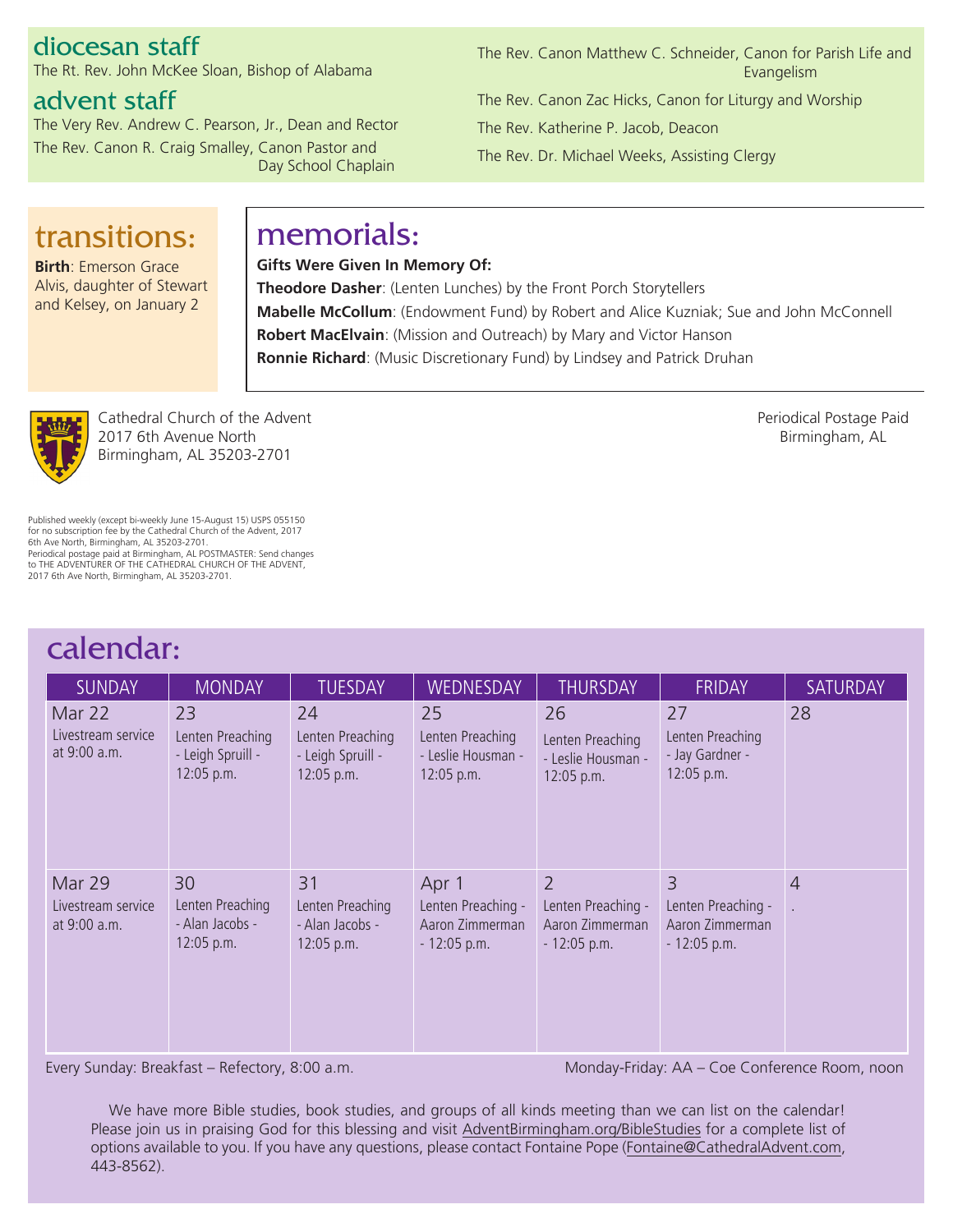## diocesan staff

The Rt. Rev. John McKee Sloan, Bishop of Alabama

## advent staff

The Very Rev. Andrew C. Pearson, Jr., Dean and Rector

The Rev. Canon R. Craig Smalley, Canon Pastor and Day School Chaplain

The Rev. Canon Matthew C. Schneider, Canon for Parish Life and Evangelism

The Rev. Canon Zac Hicks, Canon for Liturgy and Worship

The Rev. Katherine P. Jacob, Deacon

The Rev. Dr. Michael Weeks, Assisting Clergy

## transitions:

**Birth**: Emerson Grace Alvis, daughter of Stewart and Kelsey, on January 2

## memorials:

**Gifts Were Given In Memory Of:**

**Theodore Dasher**: (Lenten Lunches) by the Front Porch Storytellers

**Mabelle McCollum**: (Endowment Fund) by Robert and Alice Kuzniak; Sue and John McConnell

**Robert MacElvain**: (Mission and Outreach) by Mary and Victor Hanson

**Ronnie Richard**: (Music Discretionary Fund) by Lindsey and Patrick Druhan

Cathedral Church of the Advent
2017 6th Avenue North
Birmingham, AL 35203-2701

Periodical Postage Paid
Birmingham, AL

Published weekly (except bi-weekly June 15-August 15) USPS 055150 for no subscription fee by the Cathedral Church of the Advent, 2017 6th Ave North, Birmingham, AL 35203-2701.
Periodical postage paid at Birmingham, AL POSTMASTER: Send changes to THE ADVENTURER OF THE CATHEDRAL CHURCH OF THE ADVENT, 2017 6th Ave North, Birmingham, AL 35203-2701.

## calendar:

| SUNDAY | MONDAY | TUESDAY | WEDNESDAY | THURSDAY | FRIDAY | SATURDAY |
|---|---|---|---|---|---|---|
| Mar 22 Livestream service at 9:00 a.m. | 23 Lenten Preaching - Leigh Spruill - 12:05 p.m. | 24 Lenten Preaching - Leigh Spruill - 12:05 p.m. | 25 Lenten Preaching - Leslie Housman - 12:05 p.m. | 26 Lenten Preaching - Leslie Housman - 12:05 p.m. | 27 Lenten Preaching - Jay Gardner - 12:05 p.m. | 28 |
| Mar 29 Livestream service at 9:00 a.m. | 30 Lenten Preaching - Alan Jacobs - 12:05 p.m. | 31 Lenten Preaching - Alan Jacobs - 12:05 p.m. | Apr 1 Lenten Preaching - Aaron Zimmerman - 12:05 p.m. | 2 Lenten Preaching - Aaron Zimmerman - 12:05 p.m. | 3 Lenten Preaching - Aaron Zimmerman - 12:05 p.m. | 4 . |

Every Sunday: Breakfast – Refectory, 8:00 a.m.

Monday-Friday: AA – Coe Conference Room, noon

We have more Bible studies, book studies, and groups of all kinds meeting than we can list on the calendar! Please join us in praising God for this blessing and visit AdventBirmingham.org/BibleStudies for a complete list of options available to you. If you have any questions, please contact Fontaine Pope (Fontaine@CathedralAdvent.com, 443-8562).